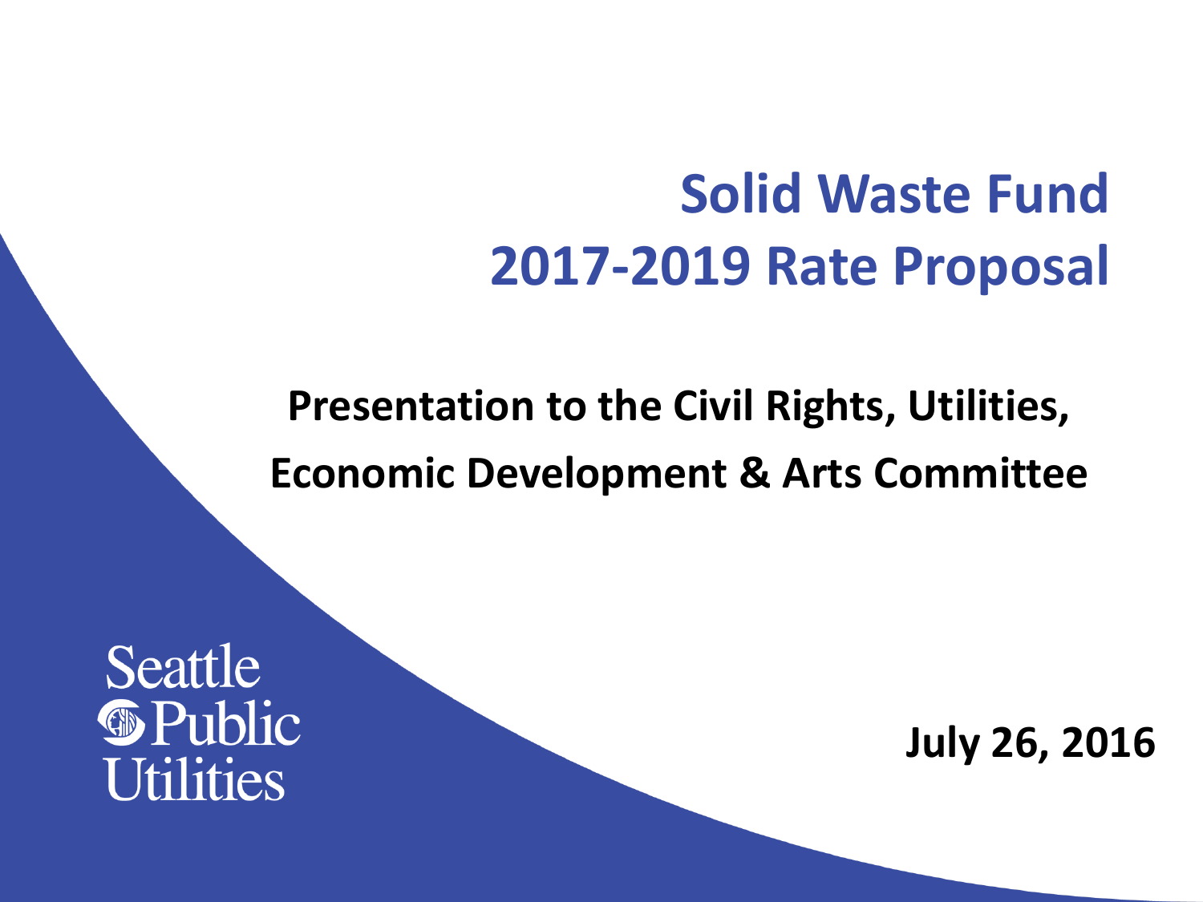# Solid Waste Fund 2017-2019 Rate Proposal

**Presentation to the Civil Rights, Utilities, Economic Development & Arts Committee**

Seattle Public Utilities

**July 26, 2016**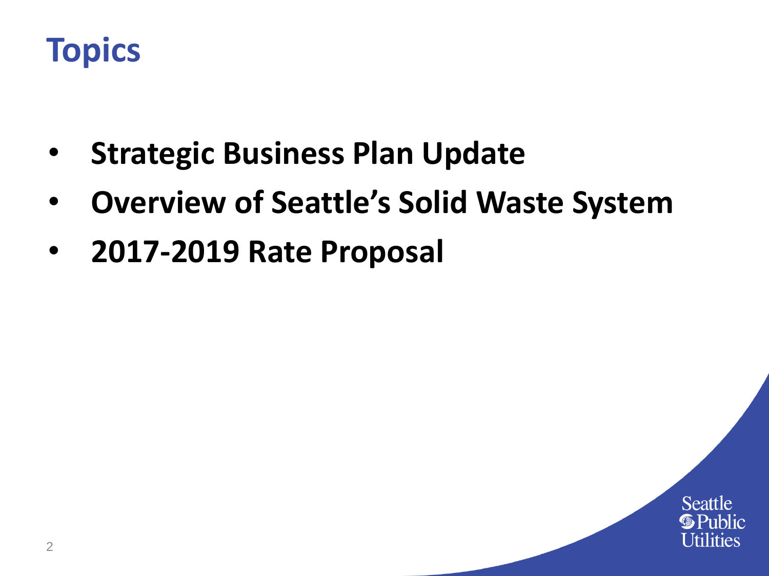# Topics

- **Strategic Business Plan Update**
- **Overview of Seattle's Solid Waste System**
- **2017-2019 Rate Proposal**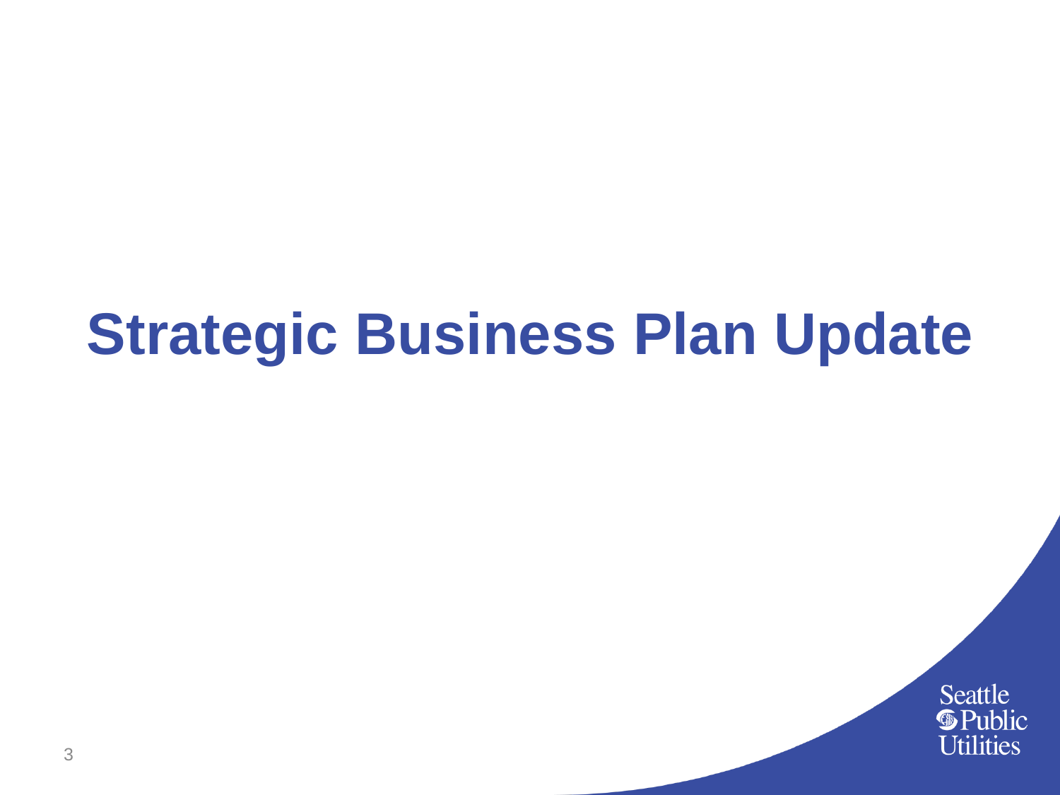# Strategic Business Plan Update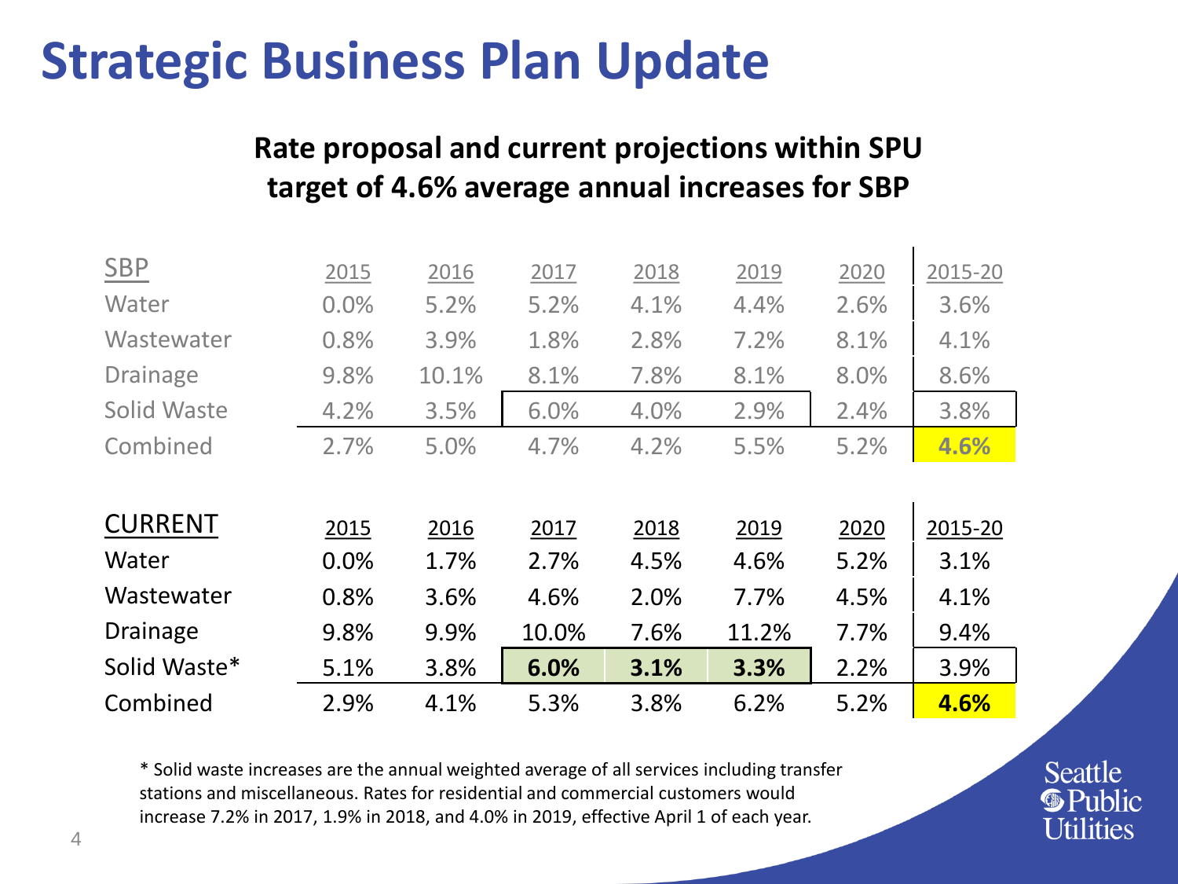# Strategic Business Plan Update

**Rate proposal and current projections within SPU target of 4.6% average annual increases for SBP**

| SBP | 2015 | 2016 | 2017 | 2018 | 2019 | 2020 | 2015-20 |
|---|---|---|---|---|---|---|---|
| Water | 0.0% | 5.2% | 5.2% | 4.1% | 4.4% | 2.6% | 3.6% |
| Wastewater | 0.8% | 3.9% | 1.8% | 2.8% | 7.2% | 8.1% | 4.1% |
| Drainage | 9.8% | 10.1% | 8.1% | 7.8% | 8.1% | 8.0% | 8.6% |
| Solid Waste | 4.2% | 3.5% | 6.0% | 4.0% | 2.9% | 2.4% | 3.8% |
| Combined | 2.7% | 5.0% | 4.7% | 4.2% | 5.5% | 5.2% | **4.6%** |

| CURRENT | 2015 | 2016 | 2017 | 2018 | 2019 | 2020 | 2015-20 |
|---|---|---|---|---|---|---|---|
| Water | 0.0% | 1.7% | 2.7% | 4.5% | 4.6% | 5.2% | 3.1% |
| Wastewater | 0.8% | 3.6% | 4.6% | 2.0% | 7.7% | 4.5% | 4.1% |
| Drainage | 9.8% | 9.9% | 10.0% | 7.6% | 11.2% | 7.7% | 9.4% |
| Solid Waste* | 5.1% | 3.8% | **6.0%** | **3.1%** | **3.3%** | 2.2% | 3.9% |
| Combined | 2.9% | 4.1% | 5.3% | 3.8% | 6.2% | 5.2% | **4.6%** |

* Solid waste increases are the annual weighted average of all services including transfer stations and miscellaneous. Rates for residential and commercial customers would increase 7.2% in 2017, 1.9% in 2018, and 4.0% in 2019, effective April 1 of each year.

Seattle Public Utilities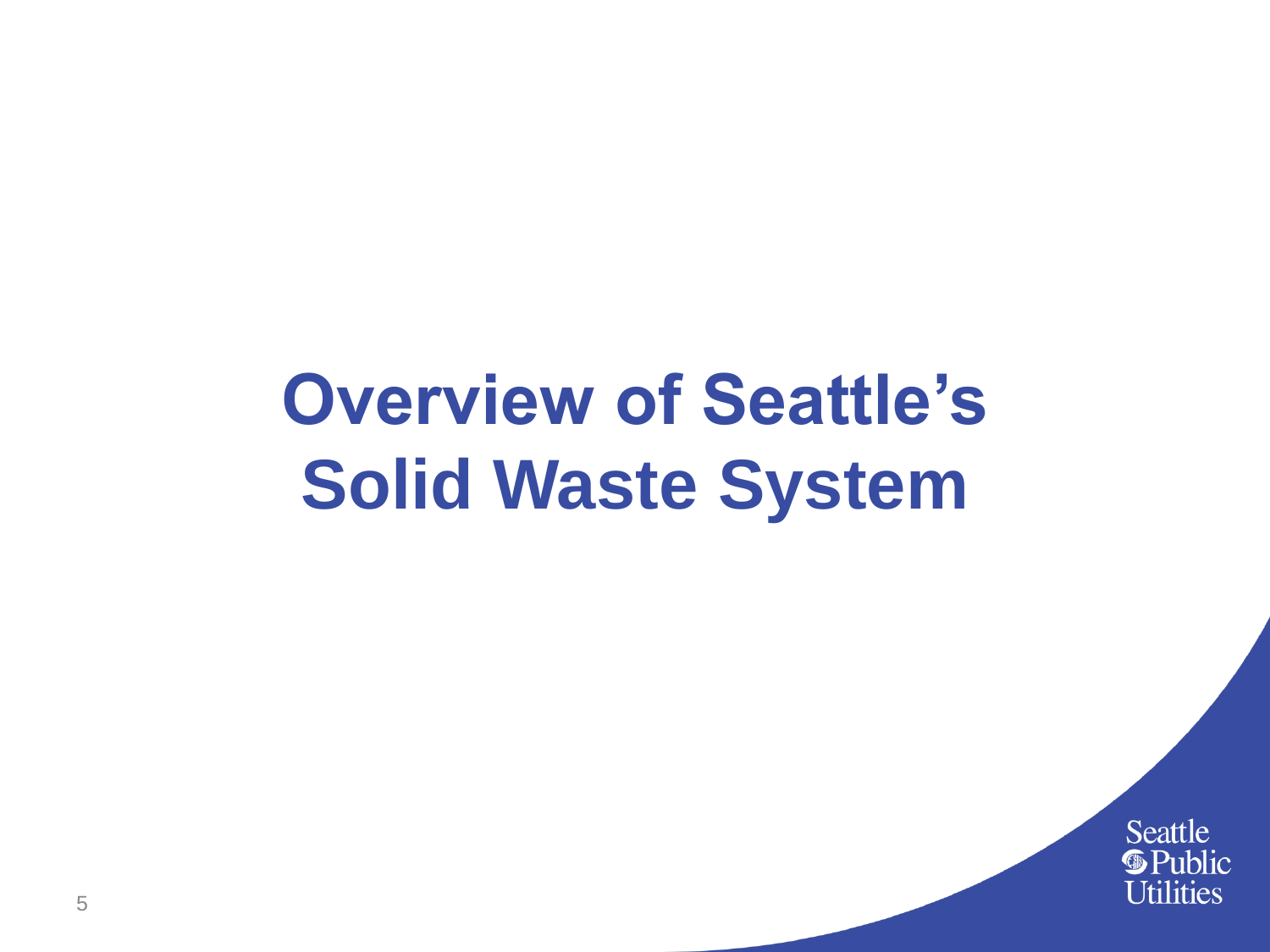# Overview of Seattle's Solid Waste System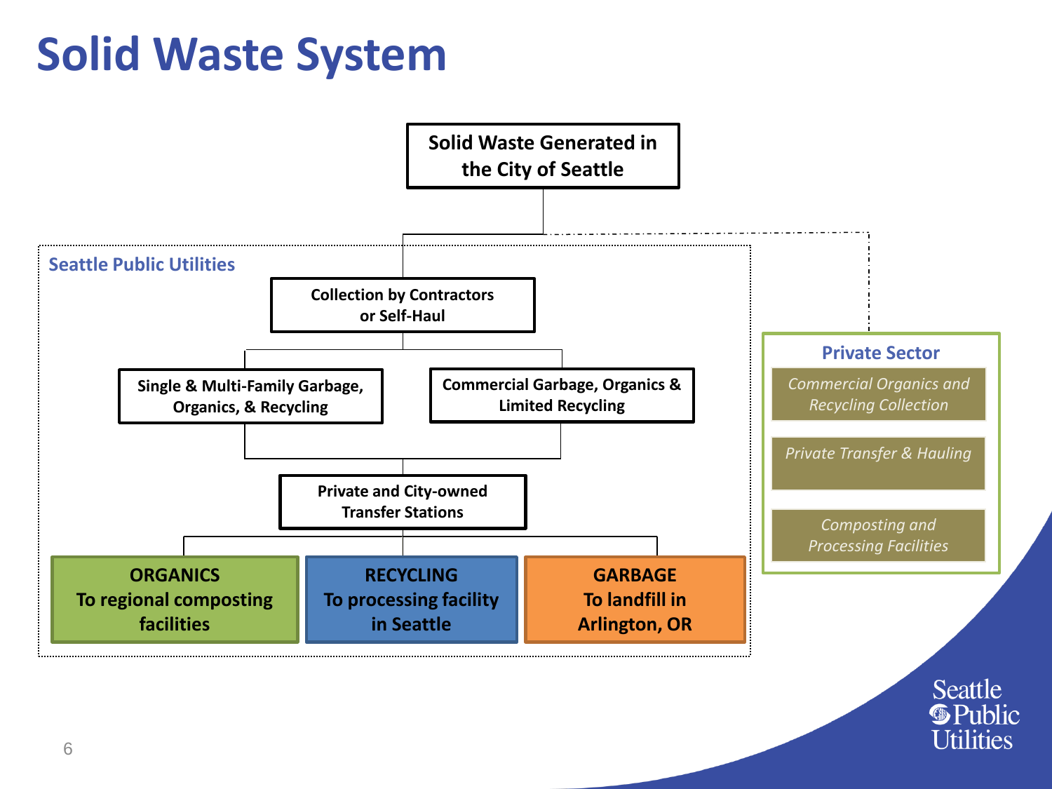# Solid Waste System

**Solid Waste Generated in the City of Seattle**

## Seattle Public Utilities

- **Collection by Contractors or Self-Haul**
  - **Single & Multi-Family Garbage, Organics, & Recycling**
  - **Commercial Garbage, Organics & Limited Recycling**
- **Private and City-owned Transfer Stations**
  - **ORGANICS** To regional composting facilities
  - **RECYCLING** To processing facility in Seattle
  - **GARBAGE** To landfill in Arlington, OR

## Private Sector

- *Commercial Organics and Recycling Collection*
- *Private Transfer & Hauling*
- *Composting and Processing Facilities*

Seattle Public Utilities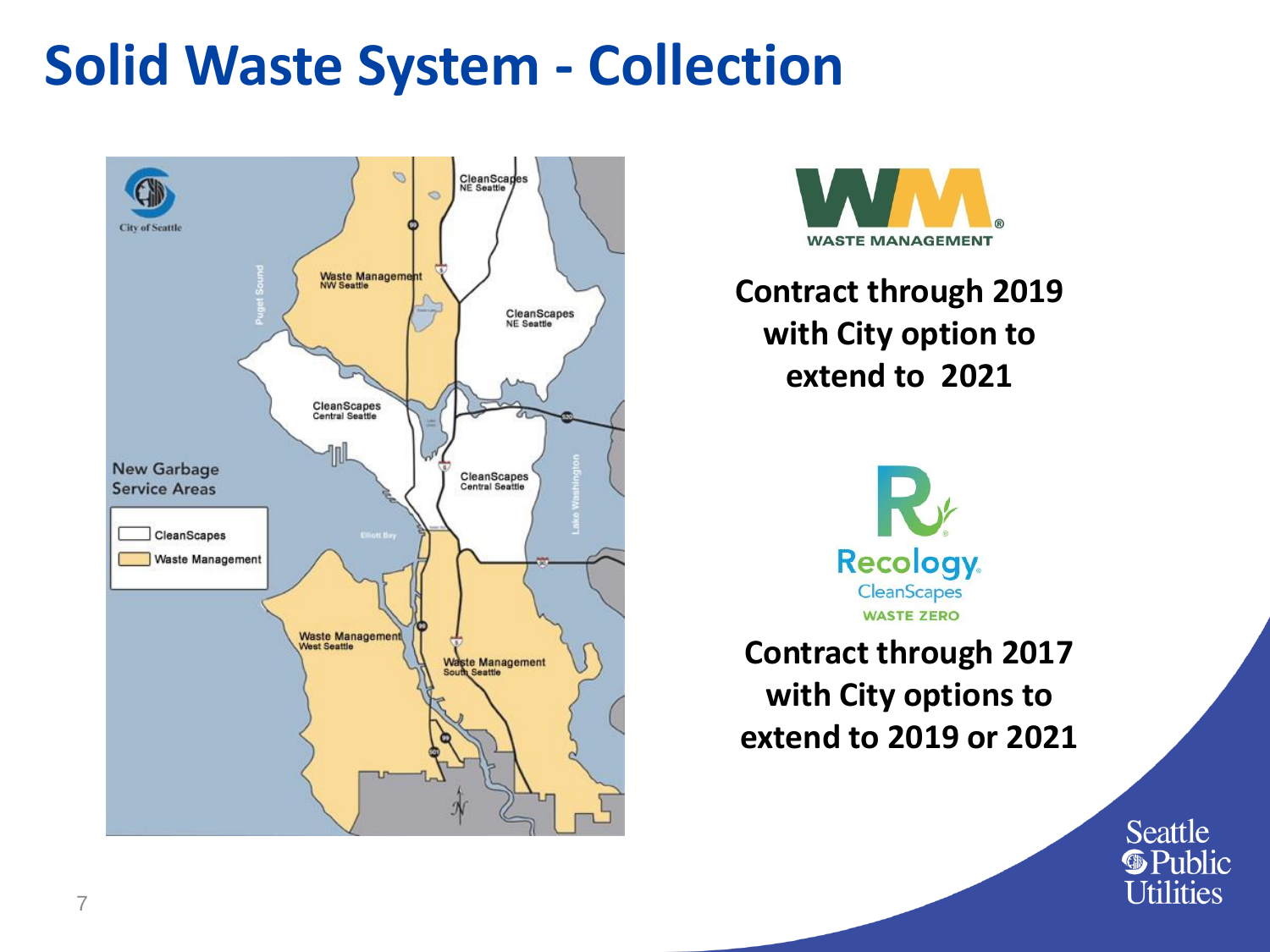# Solid Waste System - Collection

**New Garbage Service Areas**

- CleanScapes
- Waste Management

Waste Management NW Seattle

CleanScapes NE Seattle

CleanScapes Central Seattle

Waste Management West Seattle

Waste Management South Seattle

**WASTE MANAGEMENT**

**Contract through 2019 with City option to extend to 2021**

**Recology CleanScapes WASTE ZERO**

**Contract through 2017 with City options to extend to 2019 or 2021**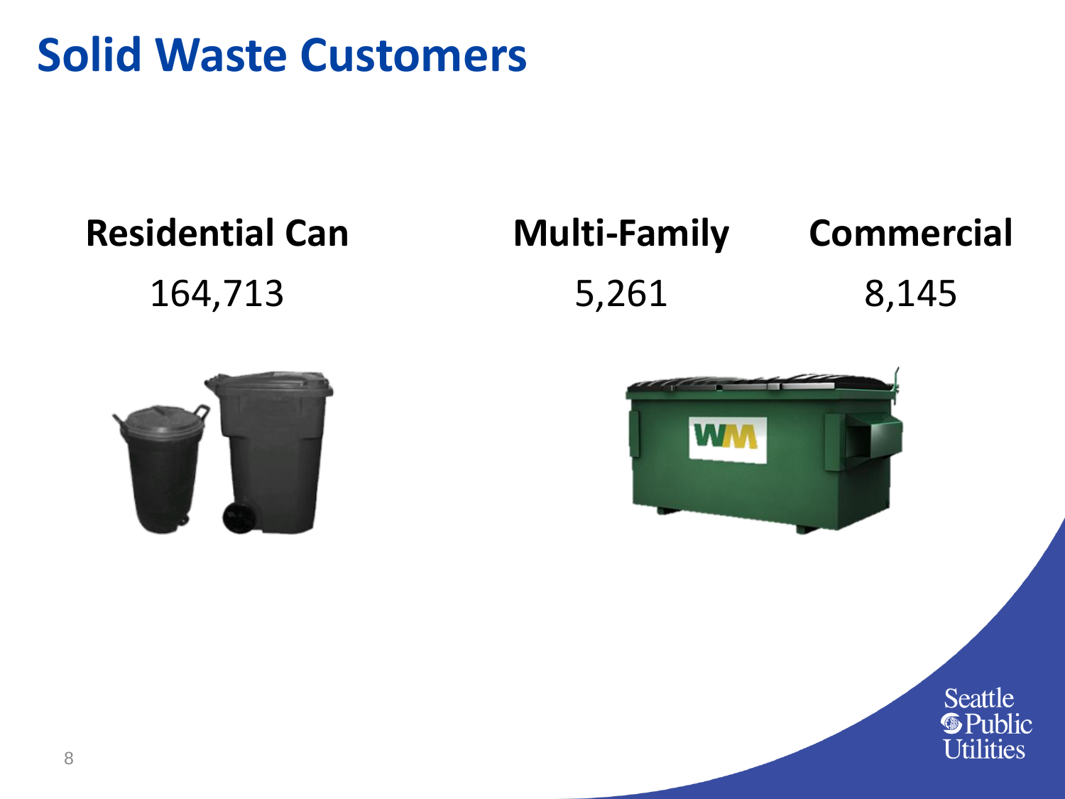# Solid Waste Customers

| Residential Can | Multi-Family | Commercial |
| --- | --- | --- |
| 164,713 | 5,261 | 8,145 |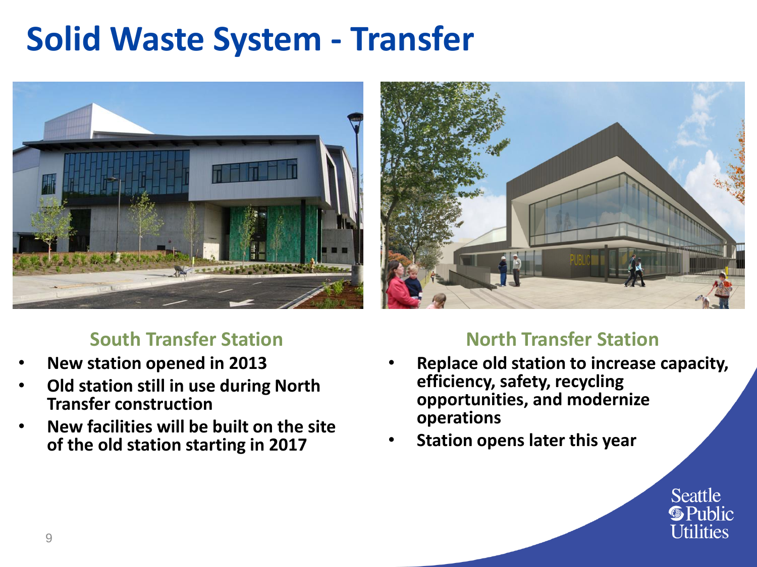# Solid Waste System - Transfer

## South Transfer Station

- **New station opened in 2013**
- **Old station still in use during North Transfer construction**
- **New facilities will be built on the site of the old station starting in 2017**

## North Transfer Station

- **Replace old station to increase capacity, efficiency, safety, recycling opportunities, and modernize operations**
- **Station opens later this year**

Seattle Public Utilities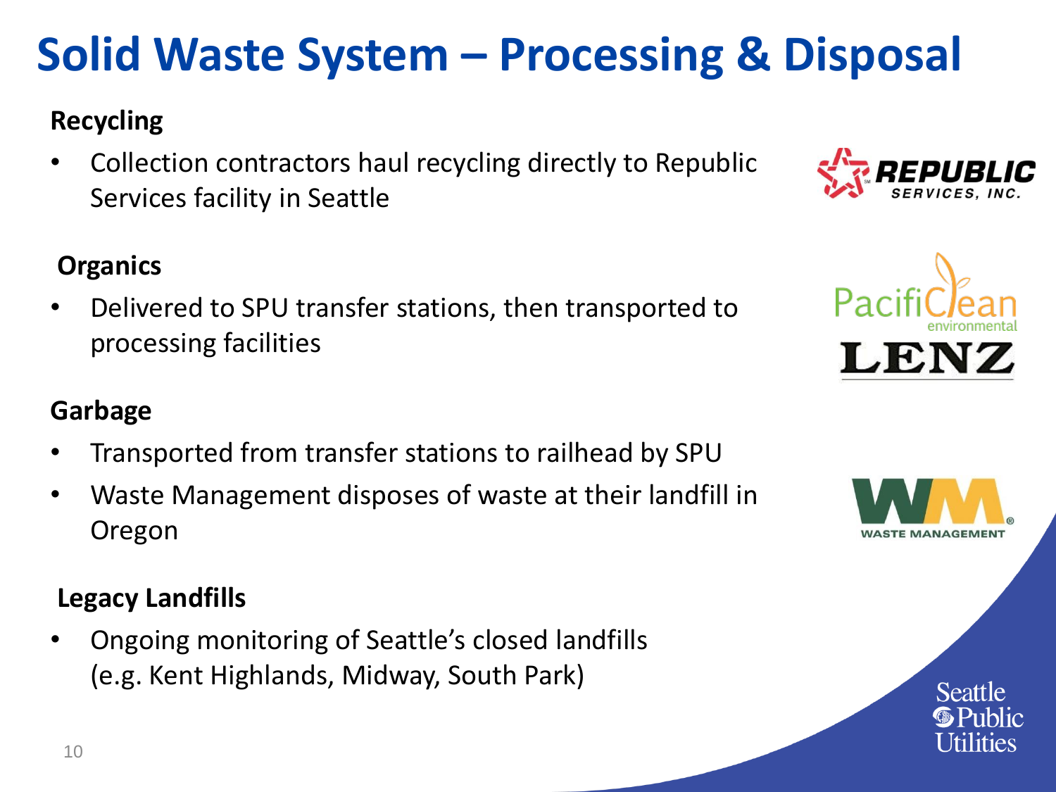# Solid Waste System – Processing & Disposal

**Recycling**

- Collection contractors haul recycling directly to Republic Services facility in Seattle

**Organics**

- Delivered to SPU transfer stations, then transported to processing facilities

**Garbage**

- Transported from transfer stations to railhead by SPU
- Waste Management disposes of waste at their landfill in Oregon

**Legacy Landfills**

- Ongoing monitoring of Seattle's closed landfills (e.g. Kent Highlands, Midway, South Park)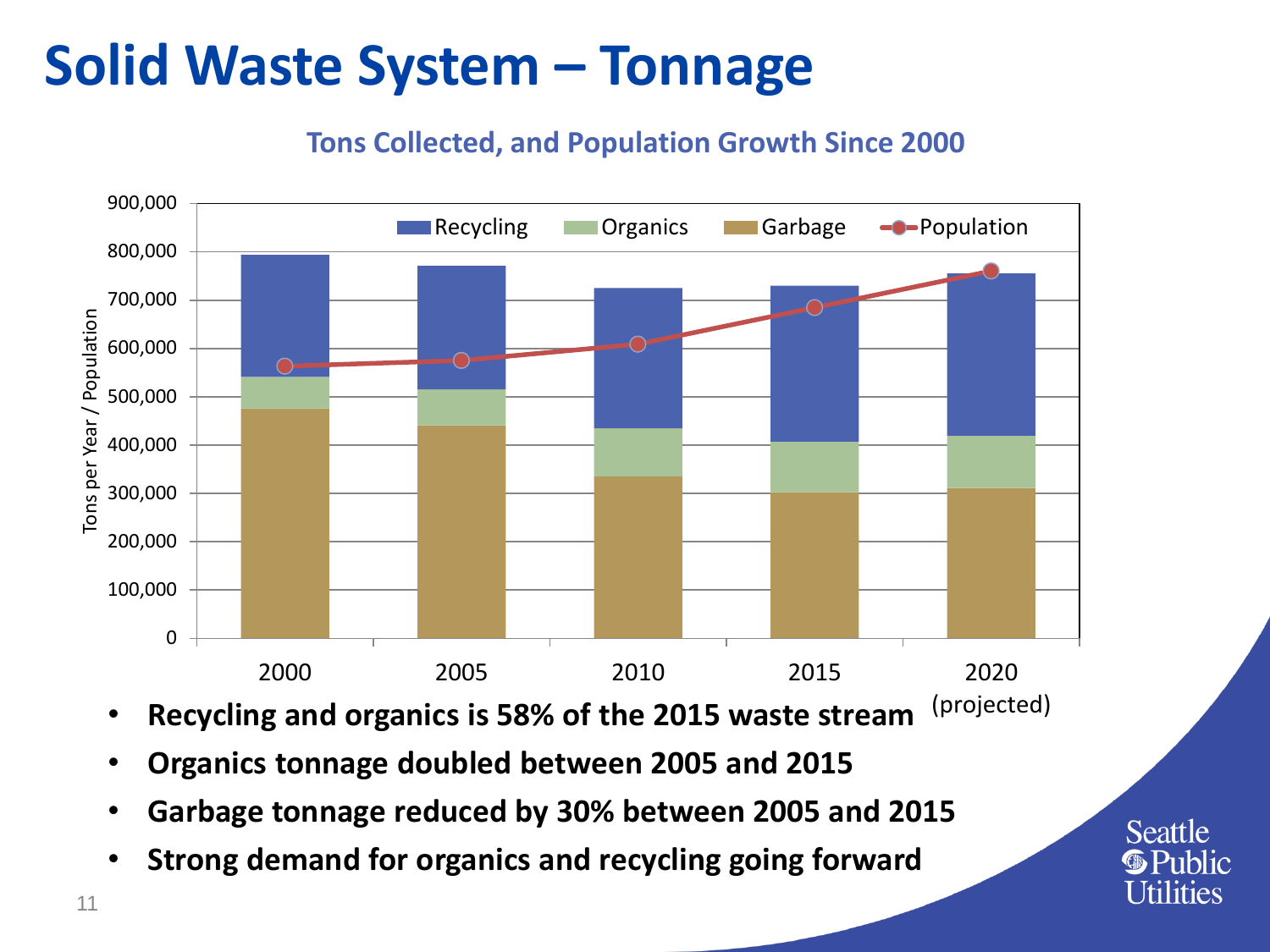# Solid Waste System – Tonnage

**Tons Collected, and Population Growth Since 2000**

- **Recycling and organics is 58% of the 2015 waste stream**
- **Organics tonnage doubled between 2005 and 2015**
- **Garbage tonnage reduced by 30% between 2005 and 2015**
- **Strong demand for organics and recycling going forward**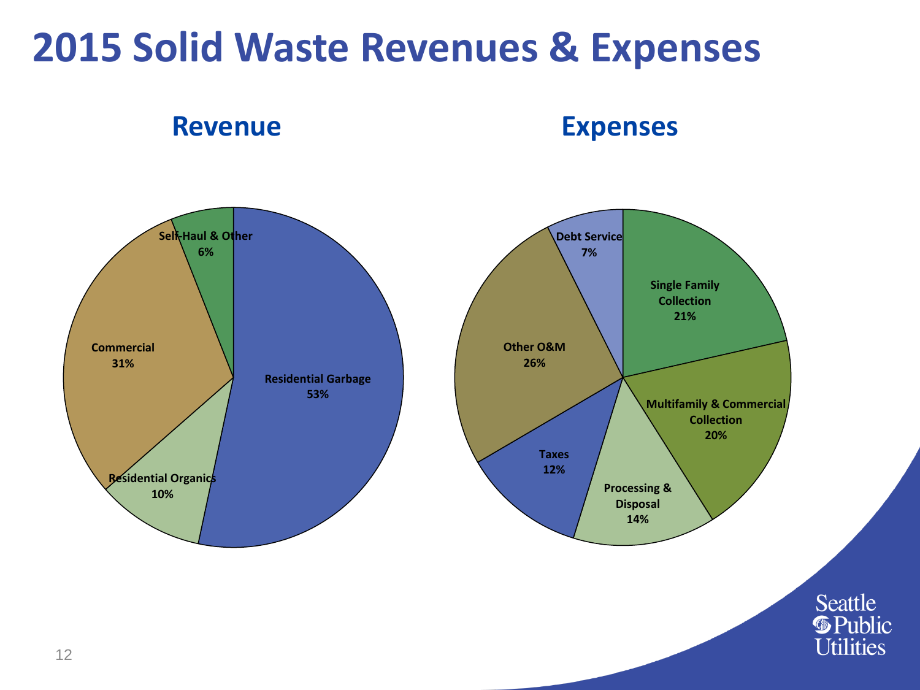# 2015 Solid Waste Revenues & Expenses

## Revenue

| Category | Share |
|---|---|
| Residential Garbage | 53% |
| Commercial | 31% |
| Residential Organics | 10% |
| Self-Haul & Other | 6% |

## Expenses

| Category | Share |
|---|---|
| Other O&M | 26% |
| Single Family Collection | 21% |
| Multifamily & Commercial Collection | 20% |
| Processing & Disposal | 14% |
| Taxes | 12% |
| Debt Service | 7% |

Seattle Public Utilities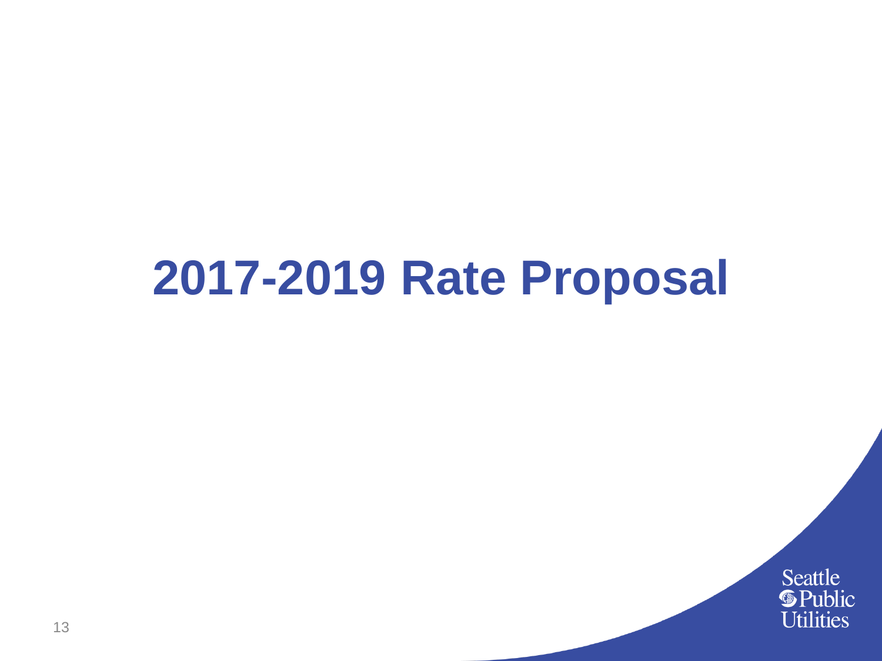# 2017-2019 Rate Proposal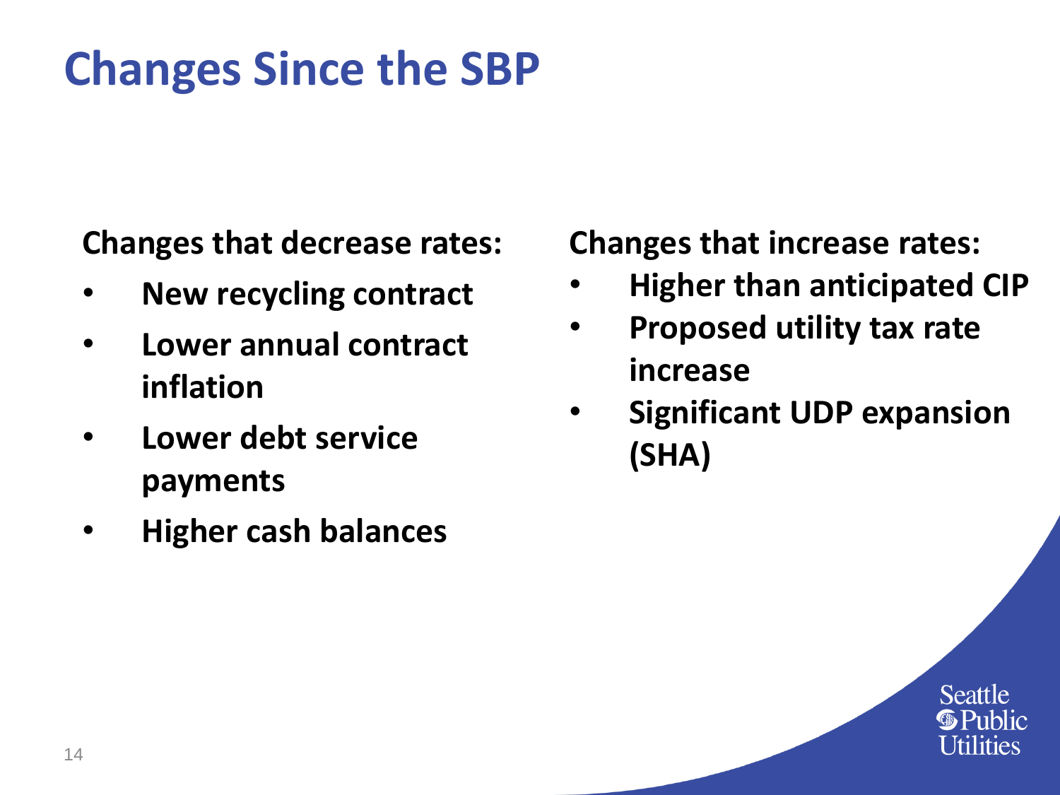# Changes Since the SBP

**Changes that decrease rates:**

- **New recycling contract**
- **Lower annual contract inflation**
- **Lower debt service payments**
- **Higher cash balances**

**Changes that increase rates:**

- **Higher than anticipated CIP**
- **Proposed utility tax rate increase**
- **Significant UDP expansion (SHA)**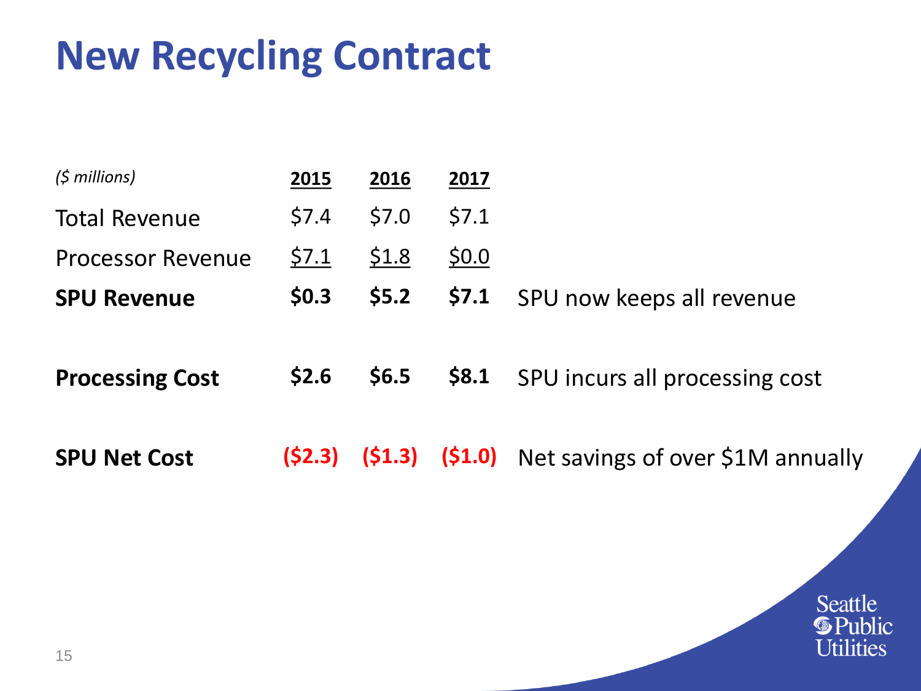# New Recycling Contract

| *($ millions)* | 2015 | 2016 | 2017 | |
|---|---|---|---|---|
| Total Revenue | $7.4 | $7.0 | $7.1 | |
| Processor Revenue | $7.1 | $1.8 | $0.0 | |
| **SPU Revenue** | **$0.3** | **$5.2** | **$7.1** | SPU now keeps all revenue |
| **Processing Cost** | **$2.6** | **$6.5** | **$8.1** | SPU incurs all processing cost |
| **SPU Net Cost** | **($2.3)** | **($1.3)** | **($1.0)** | Net savings of over $1M annually |

Seattle Public Utilities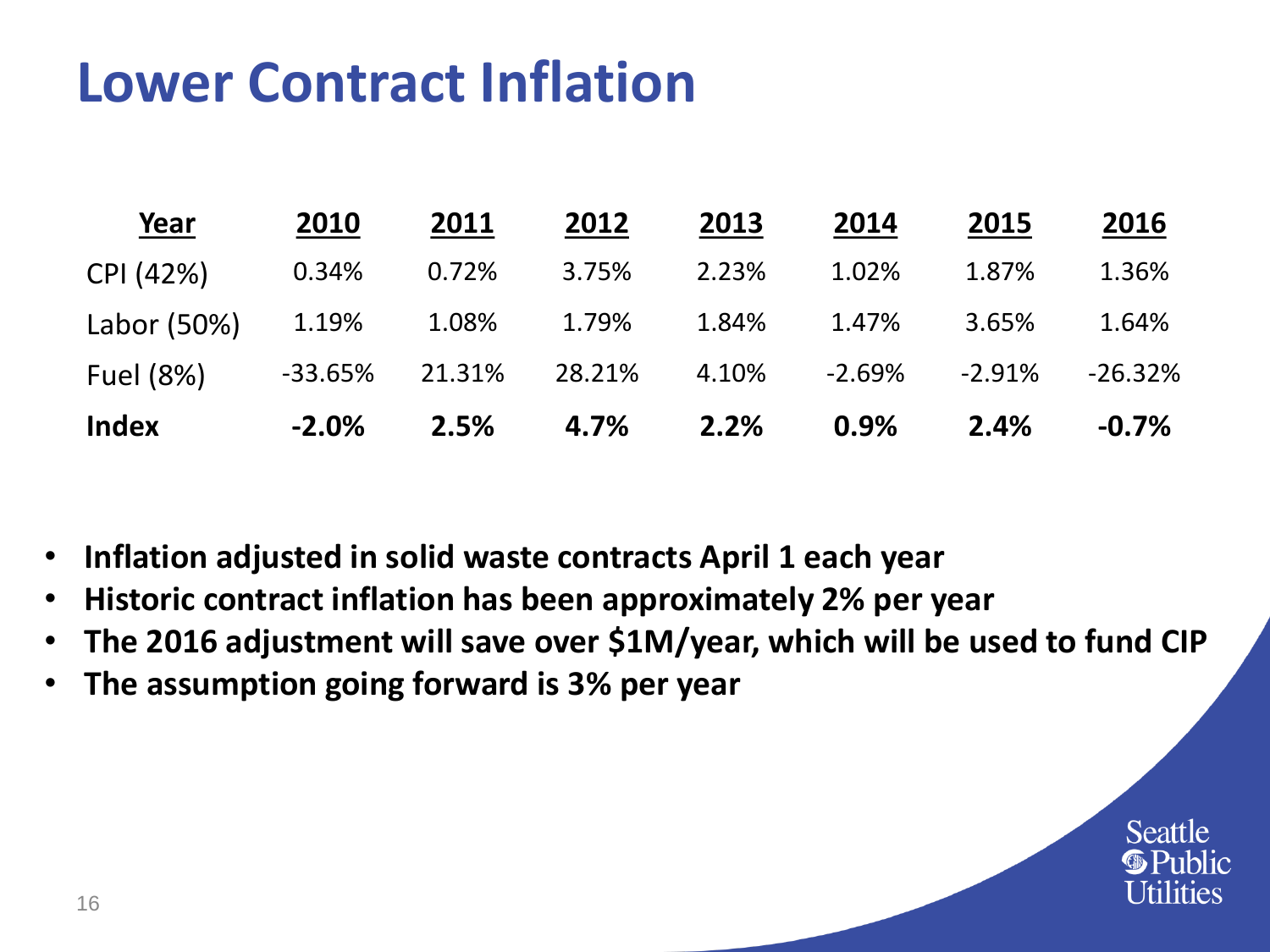# Lower Contract Inflation

| Year | 2010 | 2011 | 2012 | 2013 | 2014 | 2015 | 2016 |
|---|---|---|---|---|---|---|---|
| CPI (42%) | 0.34% | 0.72% | 3.75% | 2.23% | 1.02% | 1.87% | 1.36% |
| Labor (50%) | 1.19% | 1.08% | 1.79% | 1.84% | 1.47% | 3.65% | 1.64% |
| Fuel (8%) | -33.65% | 21.31% | 28.21% | 4.10% | -2.69% | -2.91% | -26.32% |
| **Index** | **-2.0%** | **2.5%** | **4.7%** | **2.2%** | **0.9%** | **2.4%** | **-0.7%** |

- **Inflation adjusted in solid waste contracts April 1 each year**
- **Historic contract inflation has been approximately 2% per year**
- **The 2016 adjustment will save over $1M/year, which will be used to fund CIP**
- **The assumption going forward is 3% per year**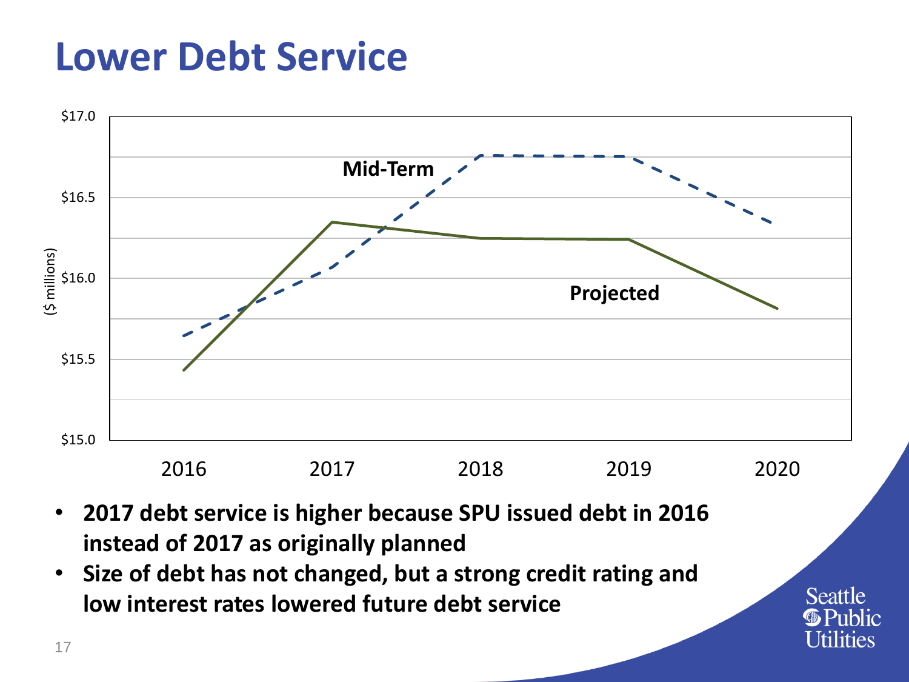# Lower Debt Service

$17.0

$16.5

$16.0

$15.5

$15.0

($ millions)

Mid-Term

Projected

2016 2017 2018 2019 2020

- **2017 debt service is higher because SPU issued debt in 2016 instead of 2017 as originally planned**
- **Size of debt has not changed, but a strong credit rating and low interest rates lowered future debt service**

Seattle Public Utilities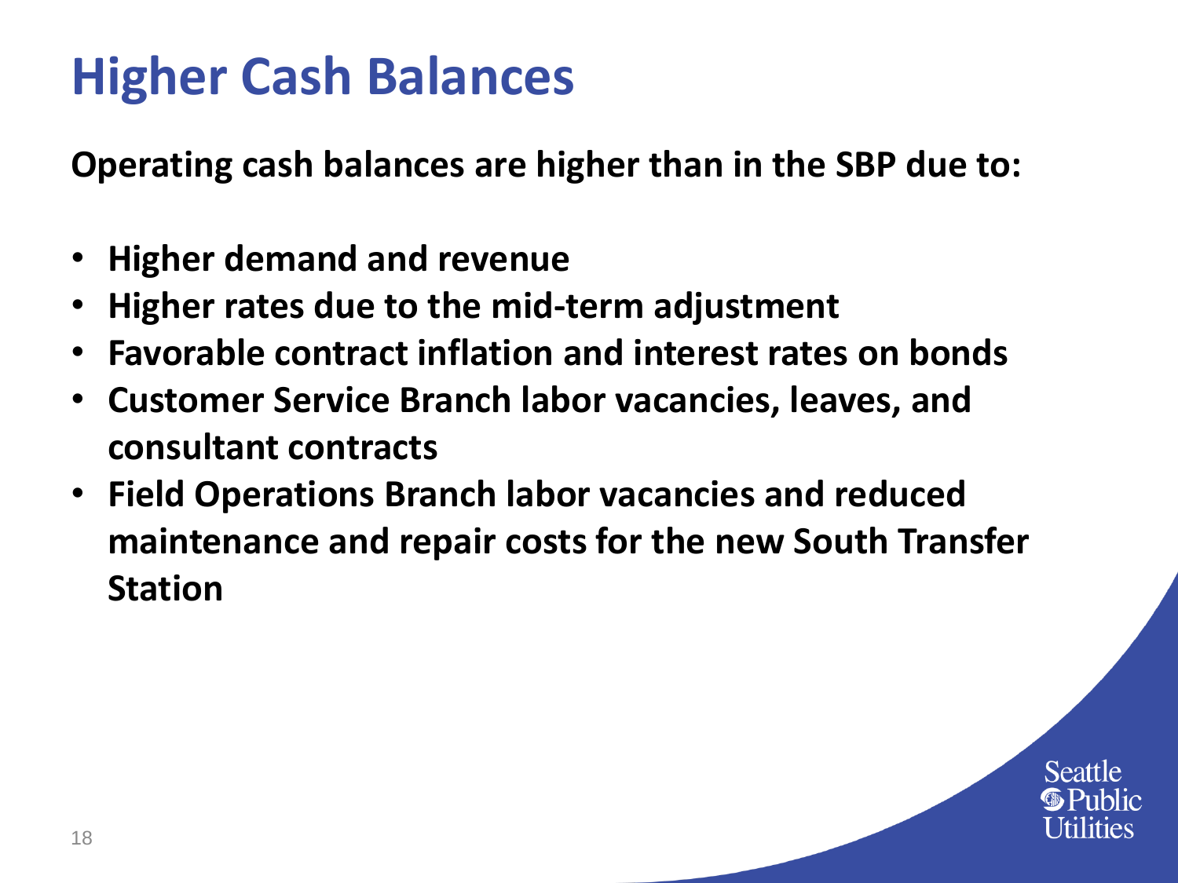# Higher Cash Balances

**Operating cash balances are higher than in the SBP due to:**

- **Higher demand and revenue**
- **Higher rates due to the mid-term adjustment**
- **Favorable contract inflation and interest rates on bonds**
- **Customer Service Branch labor vacancies, leaves, and consultant contracts**
- **Field Operations Branch labor vacancies and reduced maintenance and repair costs for the new South Transfer Station**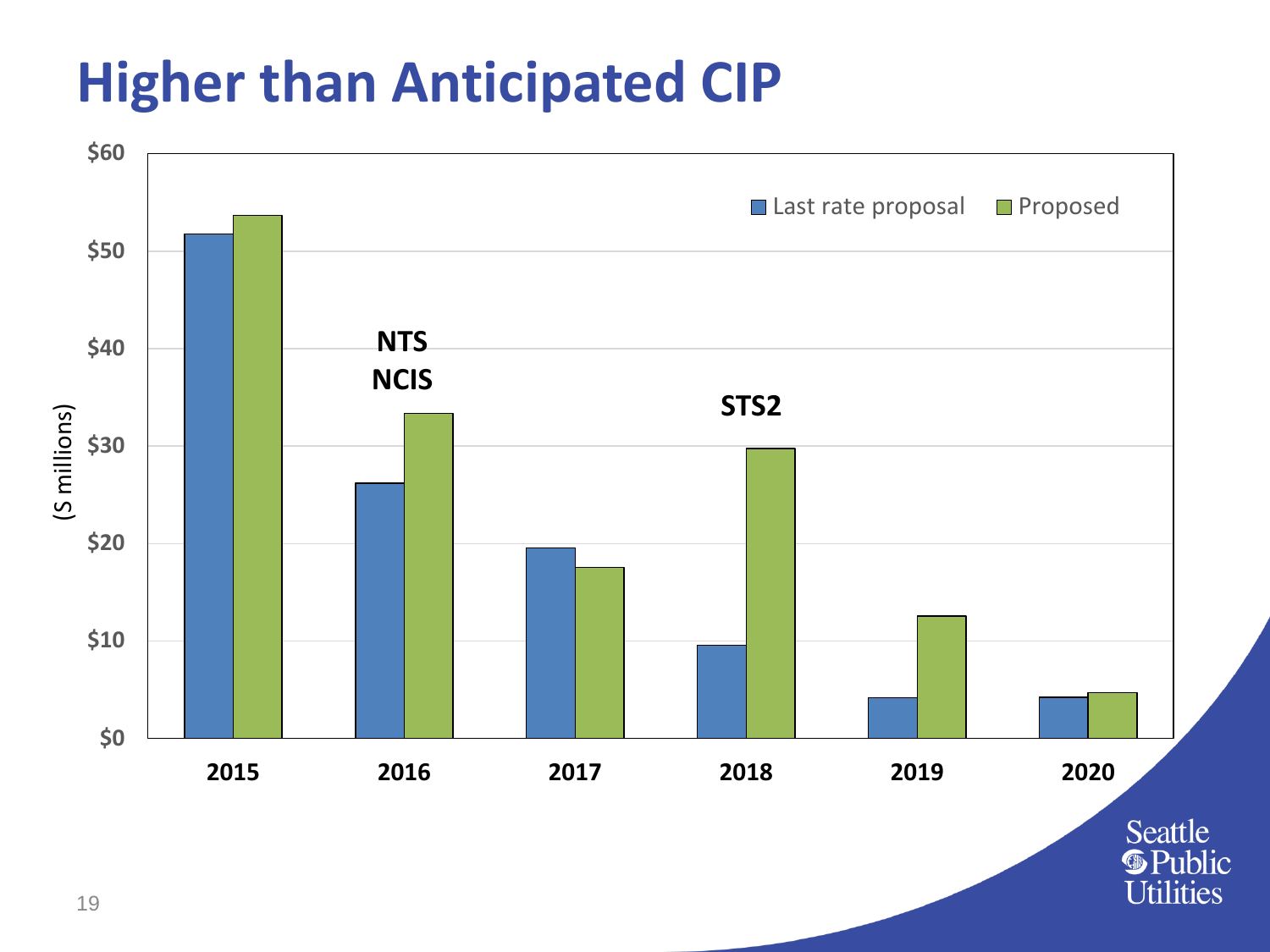# Higher than Anticipated CIP

($ millions)

| | Last rate proposal | Proposed |
|---|---|---|
| 2015 | ~$52 | ~$54 |
| 2016 (NTS, NCIS) | ~$26 | ~$33 |
| 2017 | ~$19.5 | ~$17.5 |
| 2018 (STS2) | ~$9.5 | ~$30 |
| 2019 | ~$4 | ~$12.5 |
| 2020 | ~$4 | ~$4.5 |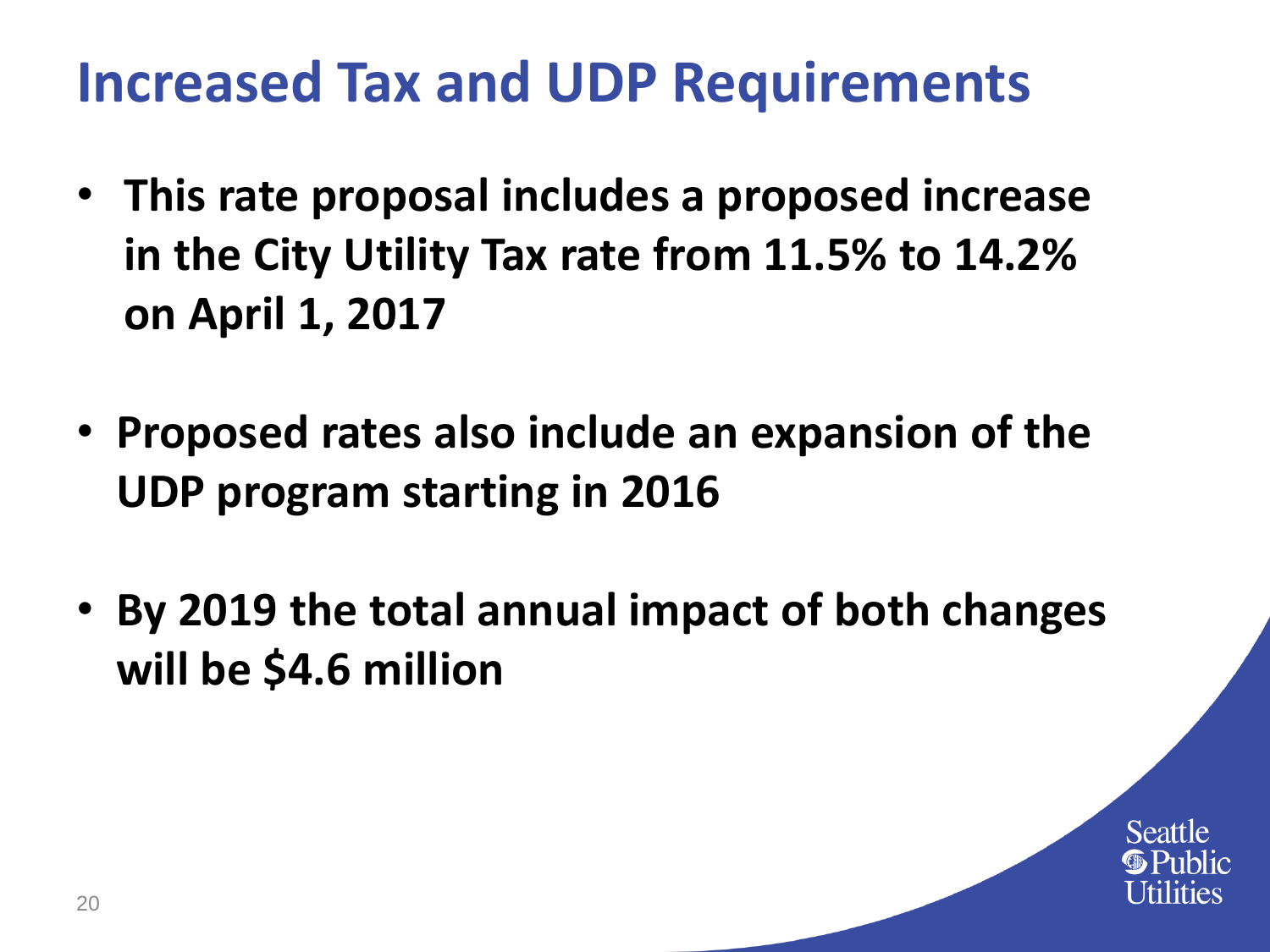# Increased Tax and UDP Requirements

- **This rate proposal includes a proposed increase in the City Utility Tax rate from 11.5% to 14.2% on April 1, 2017**
- **Proposed rates also include an expansion of the UDP program starting in 2016**
- **By 2019 the total annual impact of both changes will be $4.6 million**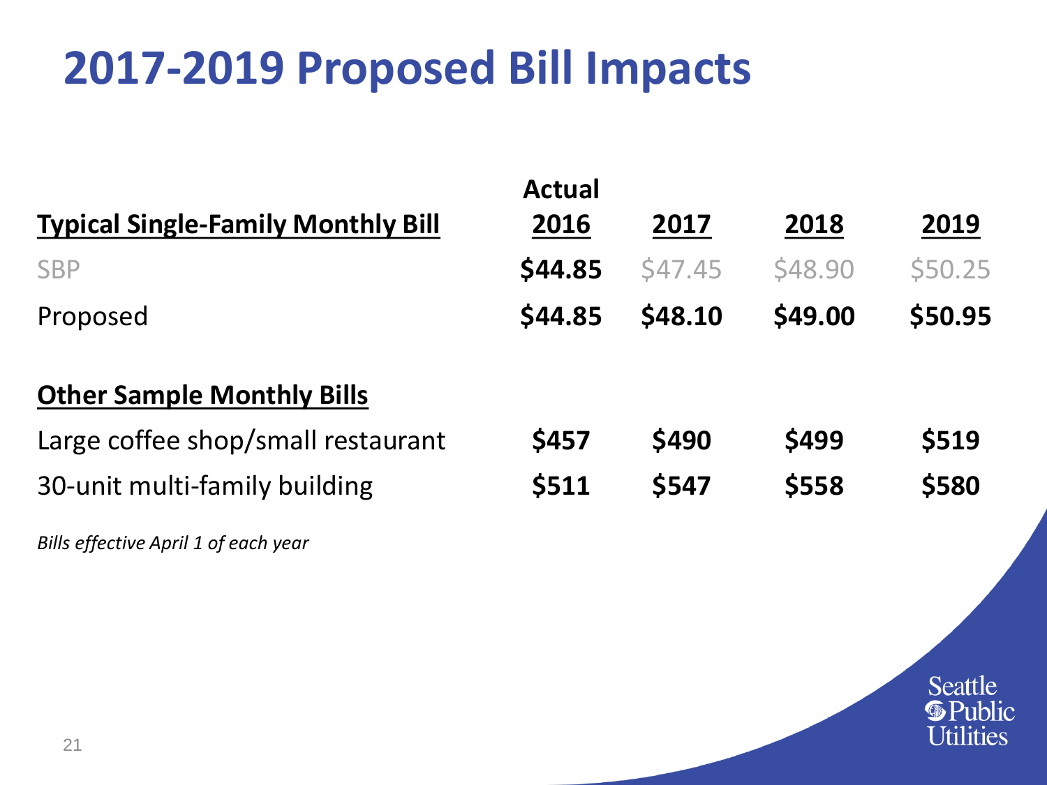# 2017-2019 Proposed Bill Impacts

| Typical Single-Family Monthly Bill | Actual 2016 | 2017 | 2018 | 2019 |
|---|---|---|---|---|
| SBP | **$44.85** | $47.45 | $48.90 | $50.25 |
| Proposed | **$44.85** | **$48.10** | **$49.00** | **$50.95** |
| **Other Sample Monthly Bills** | | | | |
| Large coffee shop/small restaurant | **$457** | **$490** | **$499** | **$519** |
| 30-unit multi-family building | **$511** | **$547** | **$558** | **$580** |

*Bills effective April 1 of each year*

Seattle Public Utilities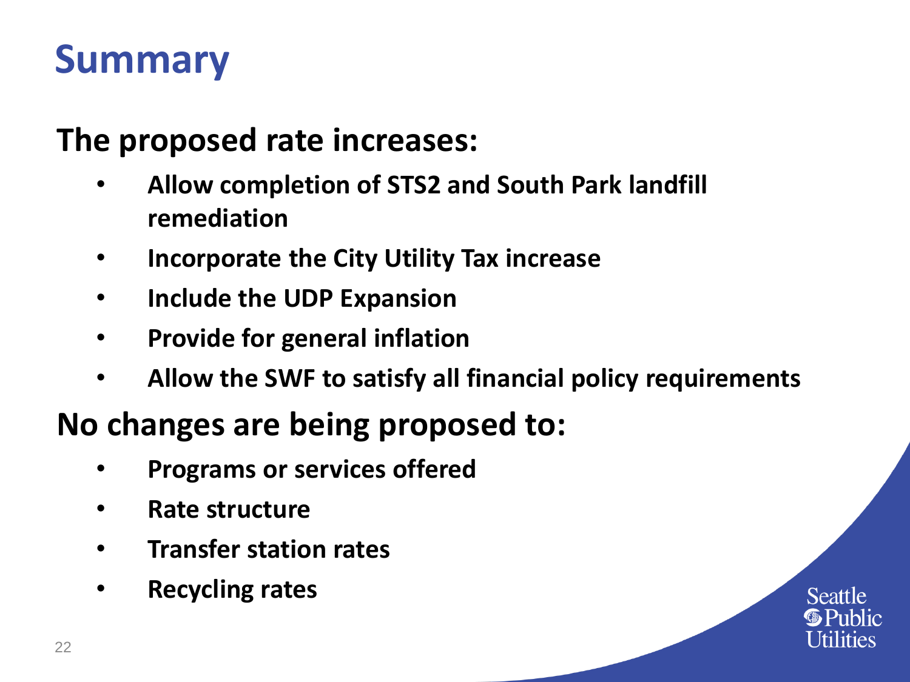# Summary

## The proposed rate increases:

- **Allow completion of STS2 and South Park landfill remediation**
- **Incorporate the City Utility Tax increase**
- **Include the UDP Expansion**
- **Provide for general inflation**
- **Allow the SWF to satisfy all financial policy requirements**

## No changes are being proposed to:

- **Programs or services offered**
- **Rate structure**
- **Transfer station rates**
- **Recycling rates**